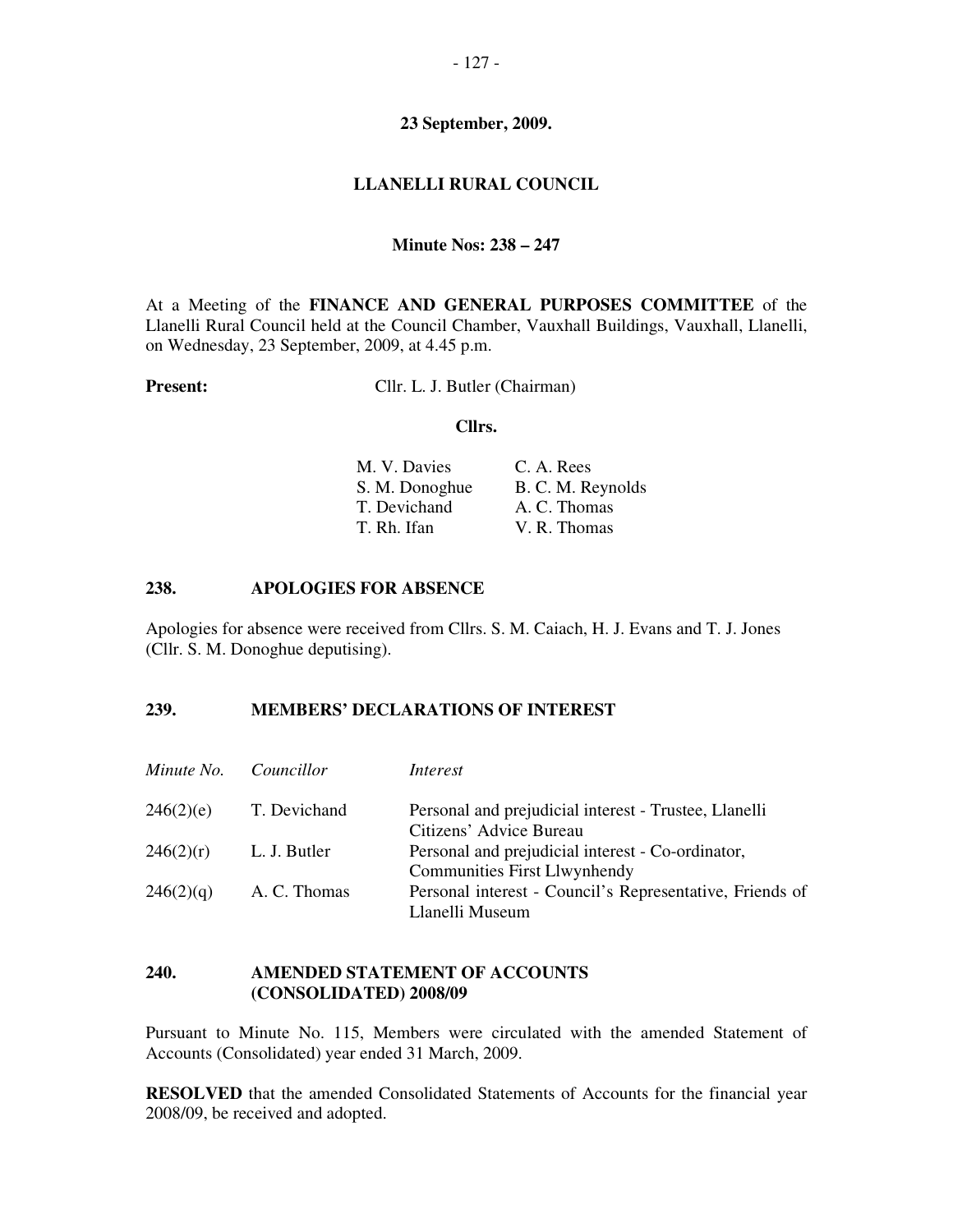**23 September, 2009.**

**LLANELLI RURAL COUNCIL**

**Minute Nos: 238 – 247**

At a Meeting of the **FINANCE AND GENERAL PURPOSES COMMITTEE** of the Llanelli Rural Council held at the Council Chamber, Vauxhall Buildings, Vauxhall, Llanelli, on Wednesday, 23 September, 2009, at 4.45 p.m.

**Present:** Cllr. L. J. Butler (Chairman)

**Cllrs.**

| | |
|---|---|
| M. V. Davies | C. A. Rees |
| S. M. Donoghue | B. C. M. Reynolds |
| T. Devichand | A. C. Thomas |
| T. Rh. Ifan | V. R. Thomas |

## 238. APOLOGIES FOR ABSENCE

Apologies for absence were received from Cllrs. S. M. Caiach, H. J. Evans and T. J. Jones (Cllr. S. M. Donoghue deputising).

## 239. MEMBERS' DECLARATIONS OF INTEREST

| *Minute No.* | *Councillor* | *Interest* |
|---|---|---|
| 246(2)(e) | T. Devichand | Personal and prejudicial interest - Trustee, Llanelli Citizens' Advice Bureau |
| 246(2)(r) | L. J. Butler | Personal and prejudicial interest - Co-ordinator, Communities First Llwynhendy |
| 246(2)(q) | A. C. Thomas | Personal interest - Council's Representative, Friends of Llanelli Museum |

## 240. AMENDED STATEMENT OF ACCOUNTS (CONSOLIDATED) 2008/09

Pursuant to Minute No. 115, Members were circulated with the amended Statement of Accounts (Consolidated) year ended 31 March, 2009.

**RESOLVED** that the amended Consolidated Statements of Accounts for the financial year 2008/09, be received and adopted.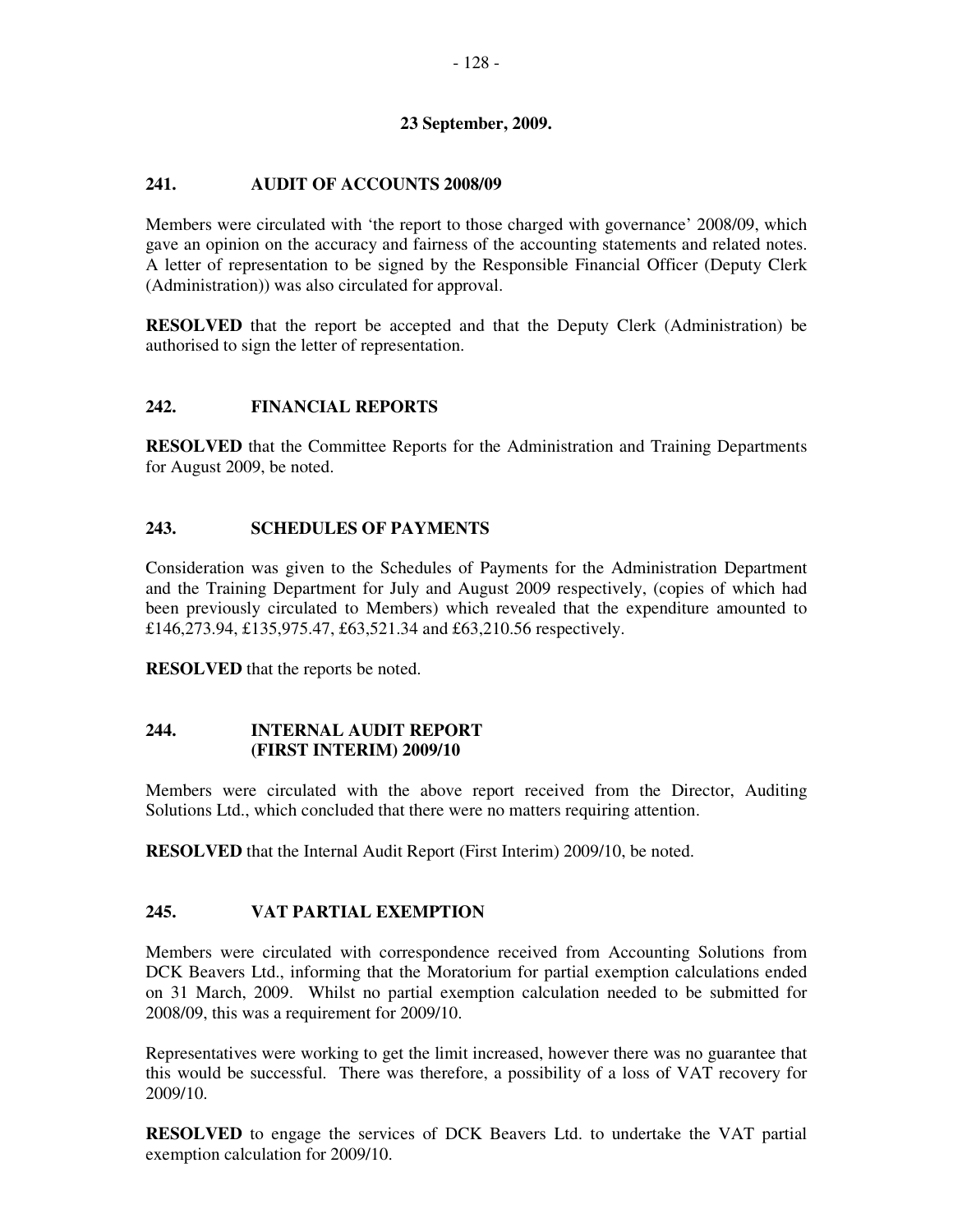**23 September, 2009.**

## 241. AUDIT OF ACCOUNTS 2008/09

Members were circulated with 'the report to those charged with governance' 2008/09, which gave an opinion on the accuracy and fairness of the accounting statements and related notes. A letter of representation to be signed by the Responsible Financial Officer (Deputy Clerk (Administration)) was also circulated for approval.

**RESOLVED** that the report be accepted and that the Deputy Clerk (Administration) be authorised to sign the letter of representation.

## 242. FINANCIAL REPORTS

**RESOLVED** that the Committee Reports for the Administration and Training Departments for August 2009, be noted.

## 243. SCHEDULES OF PAYMENTS

Consideration was given to the Schedules of Payments for the Administration Department and the Training Department for July and August 2009 respectively, (copies of which had been previously circulated to Members) which revealed that the expenditure amounted to £146,273.94, £135,975.47, £63,521.34 and £63,210.56 respectively.

**RESOLVED** that the reports be noted.

## 244. INTERNAL AUDIT REPORT (FIRST INTERIM) 2009/10

Members were circulated with the above report received from the Director, Auditing Solutions Ltd., which concluded that there were no matters requiring attention.

**RESOLVED** that the Internal Audit Report (First Interim) 2009/10, be noted.

## 245. VAT PARTIAL EXEMPTION

Members were circulated with correspondence received from Accounting Solutions from DCK Beavers Ltd., informing that the Moratorium for partial exemption calculations ended on 31 March, 2009. Whilst no partial exemption calculation needed to be submitted for 2008/09, this was a requirement for 2009/10.

Representatives were working to get the limit increased, however there was no guarantee that this would be successful. There was therefore, a possibility of a loss of VAT recovery for 2009/10.

**RESOLVED** to engage the services of DCK Beavers Ltd. to undertake the VAT partial exemption calculation for 2009/10.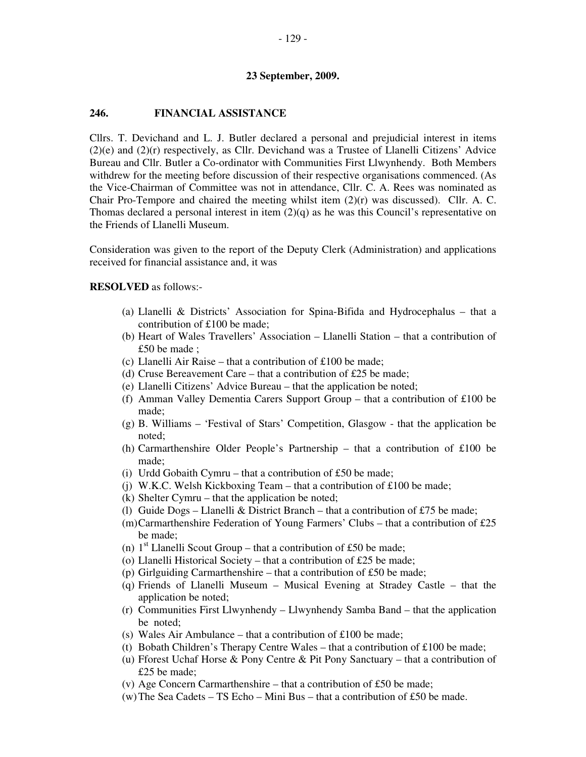**23 September, 2009.**

**246. FINANCIAL ASSISTANCE**

Cllrs. T. Devichand and L. J. Butler declared a personal and prejudicial interest in items (2)(e) and (2)(r) respectively, as Cllr. Devichand was a Trustee of Llanelli Citizens' Advice Bureau and Cllr. Butler a Co-ordinator with Communities First Llwynhendy. Both Members withdrew for the meeting before discussion of their respective organisations commenced. (As the Vice-Chairman of Committee was not in attendance, Cllr. C. A. Rees was nominated as Chair Pro-Tempore and chaired the meeting whilst item (2)(r) was discussed). Cllr. A. C. Thomas declared a personal interest in item (2)(q) as he was this Council's representative on the Friends of Llanelli Museum.

Consideration was given to the report of the Deputy Clerk (Administration) and applications received for financial assistance and, it was

**RESOLVED** as follows:-

(a) Llanelli & Districts' Association for Spina-Bifida and Hydrocephalus – that a contribution of £100 be made;
(b) Heart of Wales Travellers' Association – Llanelli Station – that a contribution of £50 be made ;
(c) Llanelli Air Raise – that a contribution of £100 be made;
(d) Cruse Bereavement Care – that a contribution of £25 be made;
(e) Llanelli Citizens' Advice Bureau – that the application be noted;
(f) Amman Valley Dementia Carers Support Group – that a contribution of £100 be made;
(g) B. Williams – 'Festival of Stars' Competition, Glasgow - that the application be noted;
(h) Carmarthenshire Older People's Partnership – that a contribution of £100 be made;
(i) Urdd Gobaith Cymru – that a contribution of £50 be made;
(j) W.K.C. Welsh Kickboxing Team – that a contribution of £100 be made;
(k) Shelter Cymru – that the application be noted;
(l) Guide Dogs – Llanelli & District Branch – that a contribution of £75 be made;
(m) Carmarthenshire Federation of Young Farmers' Clubs – that a contribution of £25 be made;
(n) 1st Llanelli Scout Group – that a contribution of £50 be made;
(o) Llanelli Historical Society – that a contribution of £25 be made;
(p) Girlguiding Carmarthenshire – that a contribution of £50 be made;
(q) Friends of Llanelli Museum – Musical Evening at Stradey Castle – that the application be noted;
(r) Communities First Llwynhendy – Llwynhendy Samba Band – that the application be noted;
(s) Wales Air Ambulance – that a contribution of £100 be made;
(t) Bobath Children's Therapy Centre Wales – that a contribution of £100 be made;
(u) Fforest Uchaf Horse & Pony Centre & Pit Pony Sanctuary – that a contribution of £25 be made;
(v) Age Concern Carmarthenshire – that a contribution of £50 be made;
(w) The Sea Cadets – TS Echo – Mini Bus – that a contribution of £50 be made.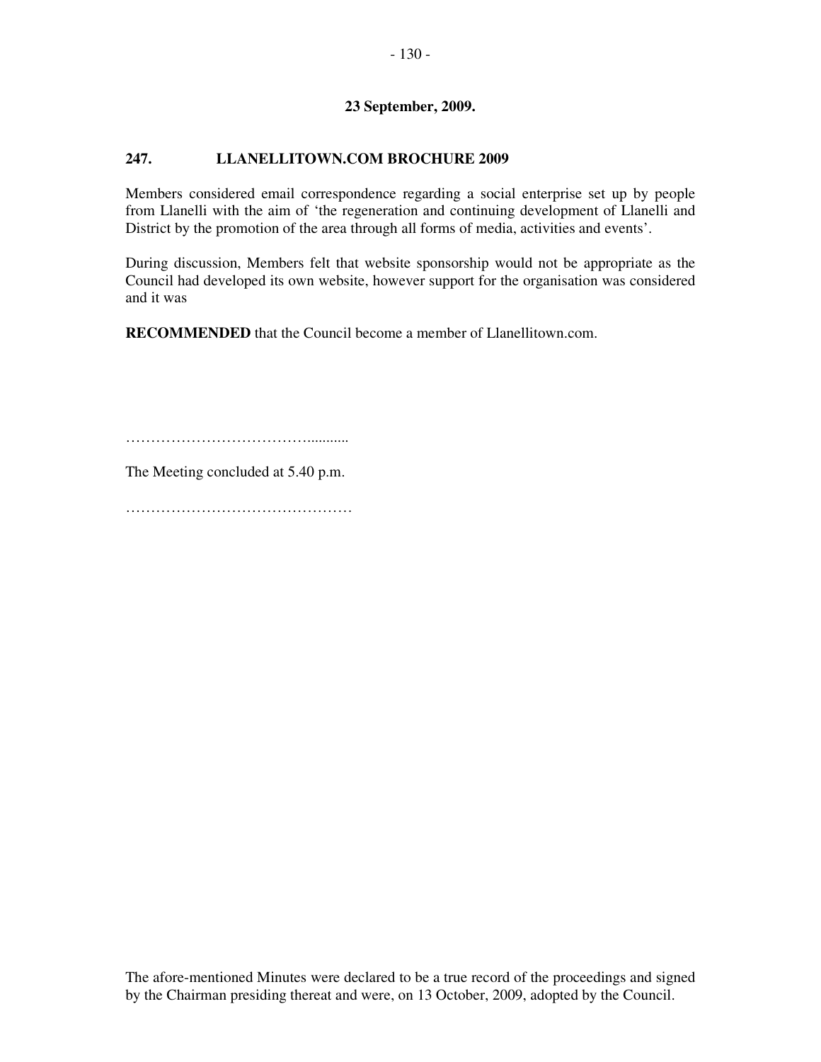**23 September, 2009.**

## 247. LLANELLITOWN.COM BROCHURE 2009

Members considered email correspondence regarding a social enterprise set up by people from Llanelli with the aim of 'the regeneration and continuing development of Llanelli and District by the promotion of the area through all forms of media, activities and events'.

During discussion, Members felt that website sponsorship would not be appropriate as the Council had developed its own website, however support for the organisation was considered and it was

**RECOMMENDED** that the Council become a member of Llanellitown.com.

………………………………..........

The Meeting concluded at 5.40 p.m.

………………………………………

The afore-mentioned Minutes were declared to be a true record of the proceedings and signed by the Chairman presiding thereat and were, on 13 October, 2009, adopted by the Council.